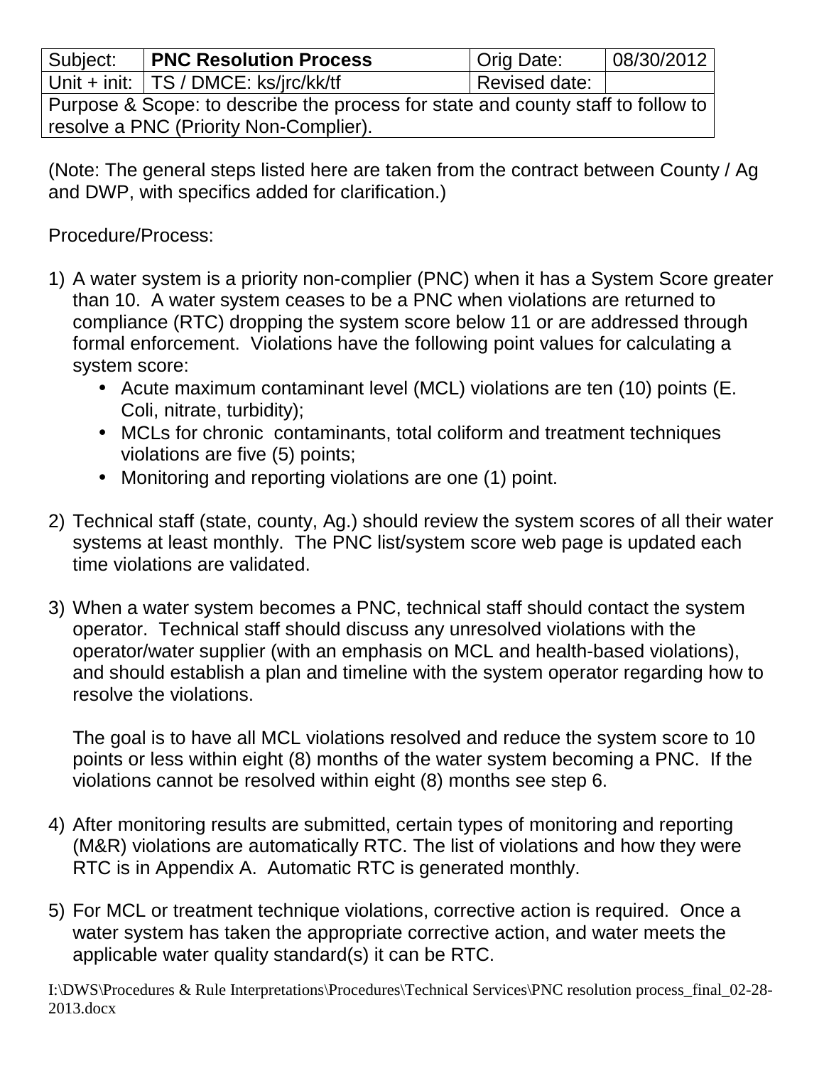| Subject: | **PNC Resolution Process** | Orig Date: | 08/30/2012 |
|---|---|---|---|
| Unit + init: | TS / DMCE: ks/jrc/kk/tf | Revised date: | |
| Purpose & Scope: to describe the process for state and county staff to follow to resolve a PNC (Priority Non-Complier). | | | |

(Note: The general steps listed here are taken from the contract between County / Ag and DWP, with specifics added for clarification.)

Procedure/Process:

1) A water system is a priority non-complier (PNC) when it has a System Score greater than 10. A water system ceases to be a PNC when violations are returned to compliance (RTC) dropping the system score below 11 or are addressed through formal enforcement. Violations have the following point values for calculating a system score:
   - Acute maximum contaminant level (MCL) violations are ten (10) points (E. Coli, nitrate, turbidity);
   - MCLs for chronic contaminants, total coliform and treatment techniques violations are five (5) points;
   - Monitoring and reporting violations are one (1) point.

2) Technical staff (state, county, Ag.) should review the system scores of all their water systems at least monthly. The PNC list/system score web page is updated each time violations are validated.

3) When a water system becomes a PNC, technical staff should contact the system operator. Technical staff should discuss any unresolved violations with the operator/water supplier (with an emphasis on MCL and health-based violations), and should establish a plan and timeline with the system operator regarding how to resolve the violations.

   The goal is to have all MCL violations resolved and reduce the system score to 10 points or less within eight (8) months of the water system becoming a PNC. If the violations cannot be resolved within eight (8) months see step 6.

4) After monitoring results are submitted, certain types of monitoring and reporting (M&R) violations are automatically RTC. The list of violations and how they were RTC is in Appendix A. Automatic RTC is generated monthly.

5) For MCL or treatment technique violations, corrective action is required. Once a water system has taken the appropriate corrective action, and water meets the applicable water quality standard(s) it can be RTC.

I:\DWS\Procedures & Rule Interpretations\Procedures\Technical Services\PNC resolution process_final_02-28-2013.docx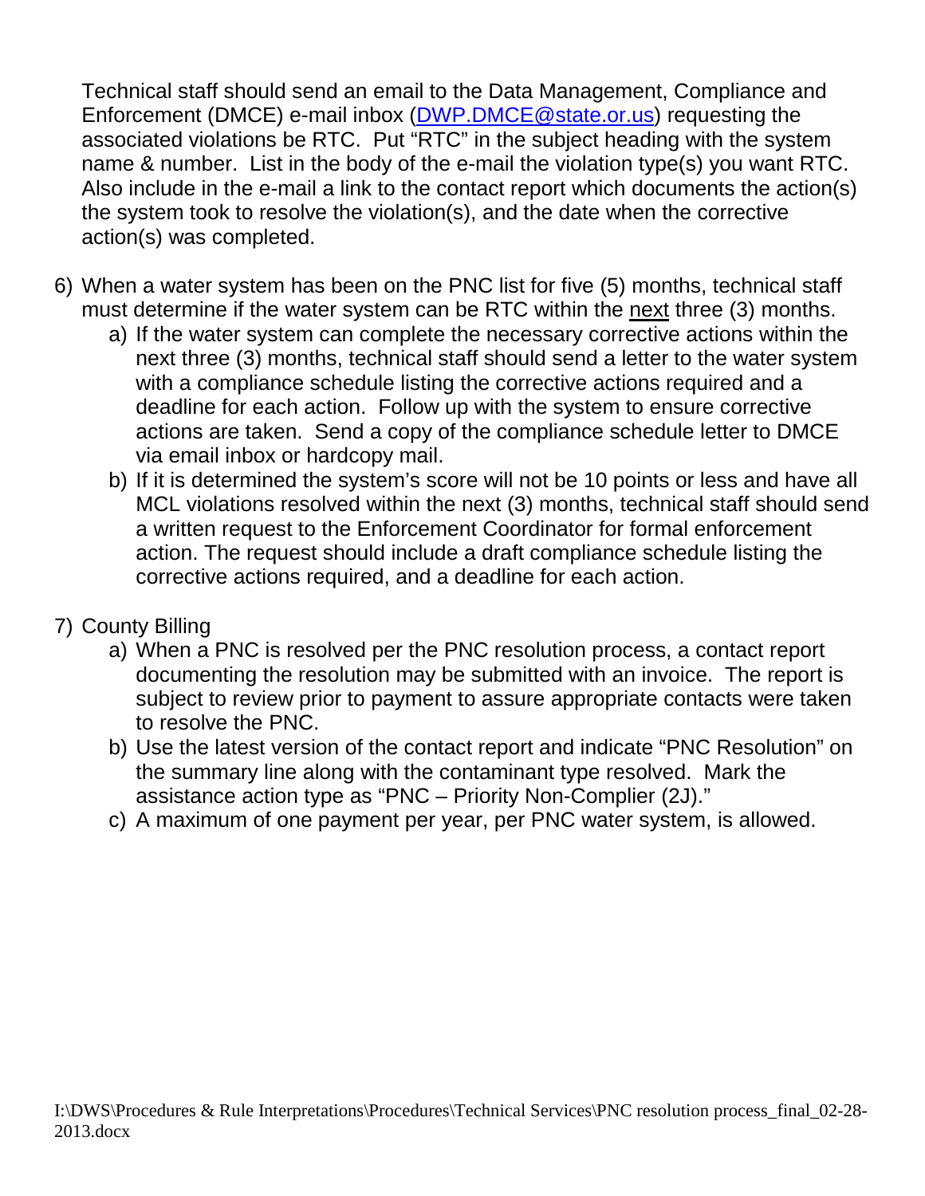Technical staff should send an email to the Data Management, Compliance and Enforcement (DMCE) e-mail inbox (DWP.DMCE@state.or.us) requesting the associated violations be RTC. Put "RTC" in the subject heading with the system name & number. List in the body of the e-mail the violation type(s) you want RTC. Also include in the e-mail a link to the contact report which documents the action(s) the system took to resolve the violation(s), and the date when the corrective action(s) was completed.

6) When a water system has been on the PNC list for five (5) months, technical staff must determine if the water system can be RTC within the next three (3) months.
    a) If the water system can complete the necessary corrective actions within the next three (3) months, technical staff should send a letter to the water system with a compliance schedule listing the corrective actions required and a deadline for each action. Follow up with the system to ensure corrective actions are taken. Send a copy of the compliance schedule letter to DMCE via email inbox or hardcopy mail.
    b) If it is determined the system's score will not be 10 points or less and have all MCL violations resolved within the next (3) months, technical staff should send a written request to the Enforcement Coordinator for formal enforcement action. The request should include a draft compliance schedule listing the corrective actions required, and a deadline for each action.

7) County Billing
    a) When a PNC is resolved per the PNC resolution process, a contact report documenting the resolution may be submitted with an invoice. The report is subject to review prior to payment to assure appropriate contacts were taken to resolve the PNC.
    b) Use the latest version of the contact report and indicate "PNC Resolution" on the summary line along with the contaminant type resolved. Mark the assistance action type as "PNC – Priority Non-Complier (2J)."
    c) A maximum of one payment per year, per PNC water system, is allowed.

I:\DWS\Procedures & Rule Interpretations\Procedures\Technical Services\PNC resolution process_final_02-28-2013.docx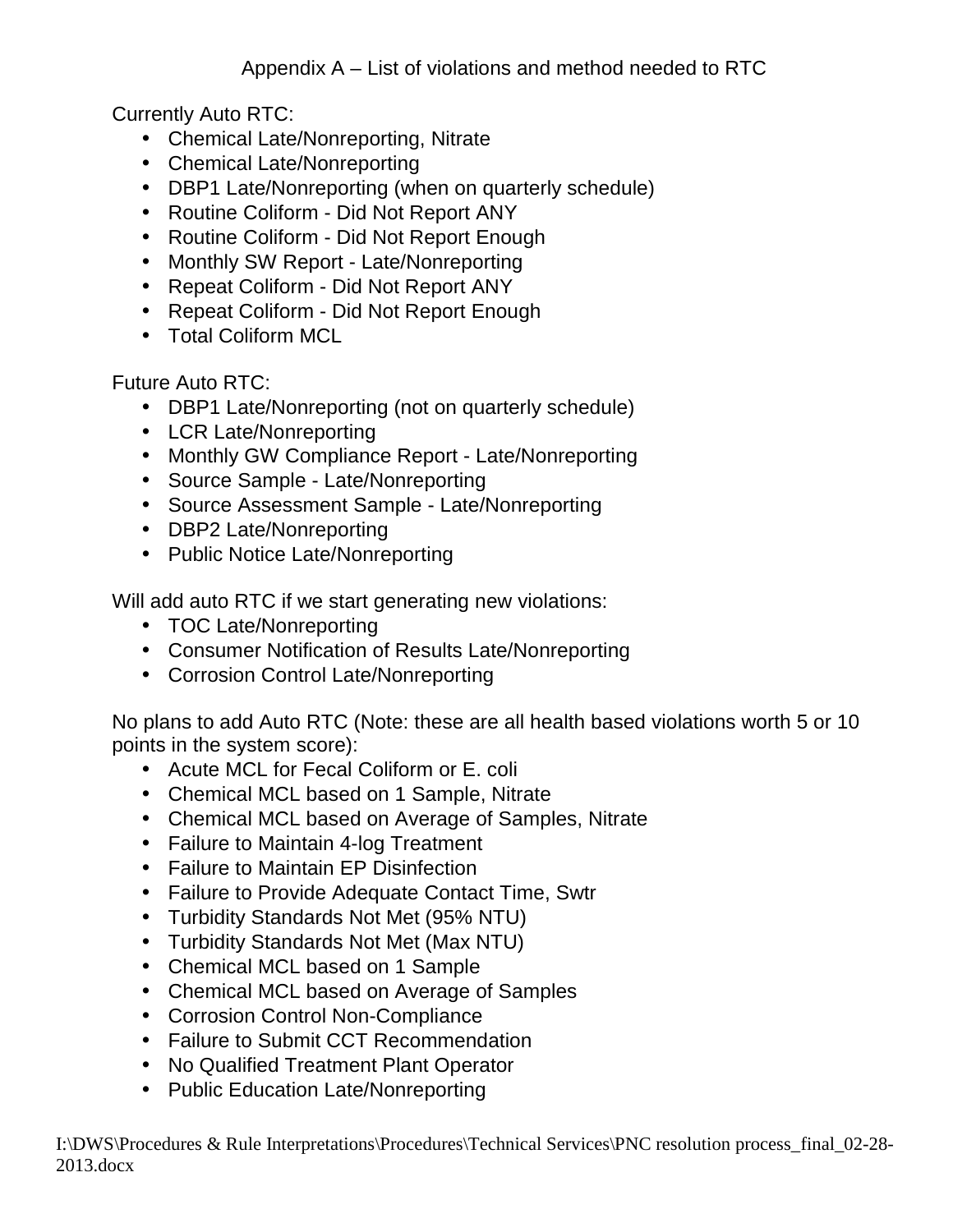# Appendix A – List of violations and method needed to RTC

Currently Auto RTC:

- Chemical Late/Nonreporting, Nitrate
- Chemical Late/Nonreporting
- DBP1 Late/Nonreporting (when on quarterly schedule)
- Routine Coliform - Did Not Report ANY
- Routine Coliform - Did Not Report Enough
- Monthly SW Report - Late/Nonreporting
- Repeat Coliform - Did Not Report ANY
- Repeat Coliform - Did Not Report Enough
- Total Coliform MCL

Future Auto RTC:

- DBP1 Late/Nonreporting (not on quarterly schedule)
- LCR Late/Nonreporting
- Monthly GW Compliance Report - Late/Nonreporting
- Source Sample - Late/Nonreporting
- Source Assessment Sample - Late/Nonreporting
- DBP2 Late/Nonreporting
- Public Notice Late/Nonreporting

Will add auto RTC if we start generating new violations:

- TOC Late/Nonreporting
- Consumer Notification of Results Late/Nonreporting
- Corrosion Control Late/Nonreporting

No plans to add Auto RTC (Note: these are all health based violations worth 5 or 10 points in the system score):

- Acute MCL for Fecal Coliform or E. coli
- Chemical MCL based on 1 Sample, Nitrate
- Chemical MCL based on Average of Samples, Nitrate
- Failure to Maintain 4-log Treatment
- Failure to Maintain EP Disinfection
- Failure to Provide Adequate Contact Time, Swtr
- Turbidity Standards Not Met (95% NTU)
- Turbidity Standards Not Met (Max NTU)
- Chemical MCL based on 1 Sample
- Chemical MCL based on Average of Samples
- Corrosion Control Non-Compliance
- Failure to Submit CCT Recommendation
- No Qualified Treatment Plant Operator
- Public Education Late/Nonreporting